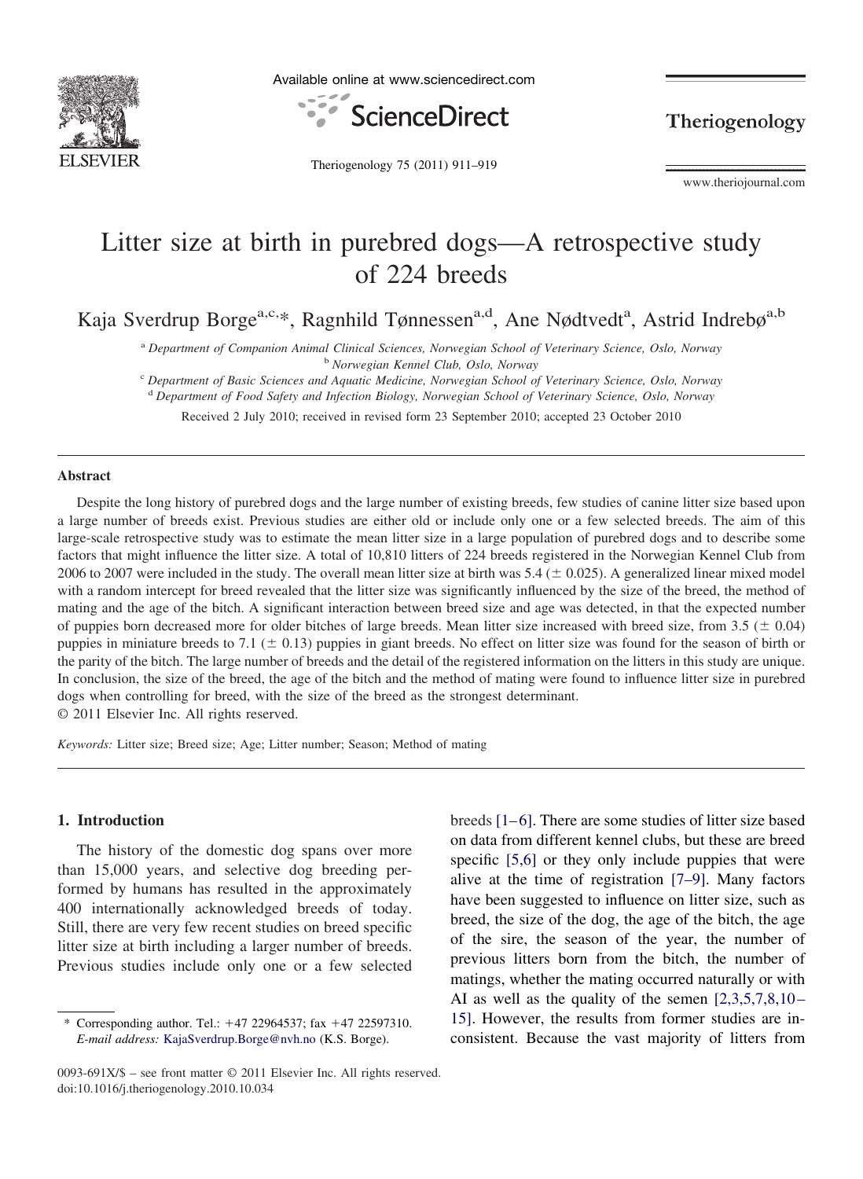# Litter size at birth in purebred dogs—A retrospective study of 224 breeds

Kaja Sverdrup Borge[a,c,*], Ragnhild Tønnessen[a,d], Ane Nødtvedt[a], Astrid Indrebø[a,b]

[a] *Department of Companion Animal Clinical Sciences, Norwegian School of Veterinary Science, Oslo, Norway*
[b] *Norwegian Kennel Club, Oslo, Norway*
[c] *Department of Basic Sciences and Aquatic Medicine, Norwegian School of Veterinary Science, Oslo, Norway*
[d] *Department of Food Safety and Infection Biology, Norwegian School of Veterinary Science, Oslo, Norway*

Received 2 July 2010; received in revised form 23 September 2010; accepted 23 October 2010

## Abstract

Despite the long history of purebred dogs and the large number of existing breeds, few studies of canine litter size based upon a large number of breeds exist. Previous studies are either old or include only one or a few selected breeds. The aim of this large-scale retrospective study was to estimate the mean litter size in a large population of purebred dogs and to describe some factors that might influence the litter size. A total of 10,810 litters of 224 breeds registered in the Norwegian Kennel Club from 2006 to 2007 were included in the study. The overall mean litter size at birth was 5.4 (± 0.025). A generalized linear mixed model with a random intercept for breed revealed that the litter size was significantly influenced by the size of the breed, the method of mating and the age of the bitch. A significant interaction between breed size and age was detected, in that the expected number of puppies born decreased more for older bitches of large breeds. Mean litter size increased with breed size, from 3.5 (± 0.04) puppies in miniature breeds to 7.1 (± 0.13) puppies in giant breeds. No effect on litter size was found for the season of birth or the parity of the bitch. The large number of breeds and the detail of the registered information on the litters in this study are unique. In conclusion, the size of the breed, the age of the bitch and the method of mating were found to influence litter size in purebred dogs when controlling for breed, with the size of the breed as the strongest determinant.

© 2011 Elsevier Inc. All rights reserved.

*Keywords:* Litter size; Breed size; Age; Litter number; Season; Method of mating

## 1. Introduction

The history of the domestic dog spans over more than 15,000 years, and selective dog breeding performed by humans has resulted in the approximately 400 internationally acknowledged breeds of today. Still, there are very few recent studies on breed specific litter size at birth including a larger number of breeds. Previous studies include only one or a few selected breeds [1–6]. There are some studies of litter size based on data from different kennel clubs, but these are breed specific [5,6] or they only include puppies that were alive at the time of registration [7–9]. Many factors have been suggested to influence on litter size, such as breed, the size of the dog, the age of the bitch, the age of the sire, the season of the year, the number of previous litters born from the bitch, the number of matings, whether the mating occurred naturally or with AI as well as the quality of the semen [2,3,5,7,8,10–15]. However, the results from former studies are inconsistent. Because the vast majority of litters from

---

\* Corresponding author. Tel.: +47 22964537; fax +47 22597310.
*E-mail address:* KajaSverdrup.Borge@nvh.no (K.S. Borge).

0093-691X/$ – see front matter © 2011 Elsevier Inc. All rights reserved.
doi:10.1016/j.theriogenology.2010.10.034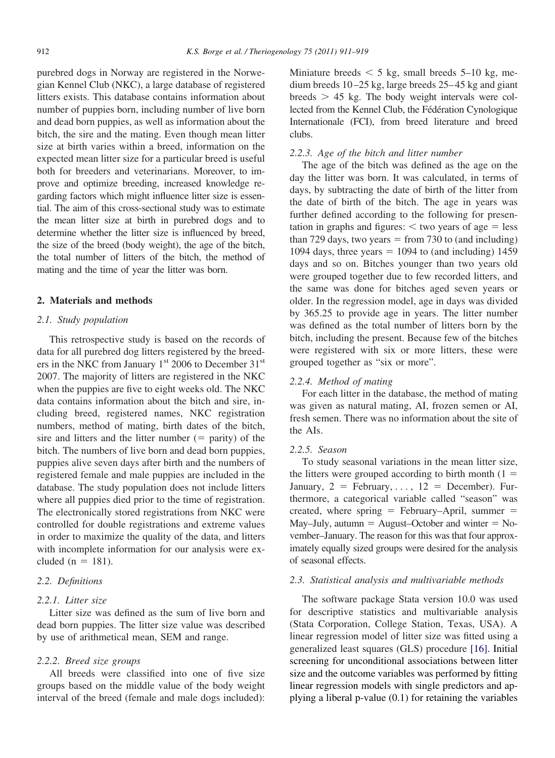purebred dogs in Norway are registered in the Norwegian Kennel Club (NKC), a large database of registered litters exists. This database contains information about number of puppies born, including number of live born and dead born puppies, as well as information about the bitch, the sire and the mating. Even though mean litter size at birth varies within a breed, information on the expected mean litter size for a particular breed is useful both for breeders and veterinarians. Moreover, to improve and optimize breeding, increased knowledge regarding factors which might influence litter size is essential. The aim of this cross-sectional study was to estimate the mean litter size at birth in purebred dogs and to determine whether the litter size is influenced by breed, the size of the breed (body weight), the age of the bitch, the total number of litters of the bitch, the method of mating and the time of year the litter was born.

## 2. Materials and methods

### 2.1. Study population

This retrospective study is based on the records of data for all purebred dog litters registered by the breeders in the NKC from January 1[st] 2006 to December 31[st] 2007. The majority of litters are registered in the NKC when the puppies are five to eight weeks old. The NKC data contains information about the bitch and sire, including breed, registered names, NKC registration numbers, method of mating, birth dates of the bitch, sire and litters and the litter number (= parity) of the bitch. The numbers of live born and dead born puppies, puppies alive seven days after birth and the numbers of registered female and male puppies are included in the database. The study population does not include litters where all puppies died prior to the time of registration. The electronically stored registrations from NKC were controlled for double registrations and extreme values in order to maximize the quality of the data, and litters with incomplete information for our analysis were excluded ($n = 181$).

### 2.2. Definitions

#### 2.2.1. Litter size

Litter size was defined as the sum of live born and dead born puppies. The litter size value was described by use of arithmetical mean, SEM and range.

#### 2.2.2. Breed size groups

All breeds were classified into one of five size groups based on the middle value of the body weight interval of the breed (female and male dogs included): Miniature breeds < 5 kg, small breeds 5–10 kg, medium breeds 10–25 kg, large breeds 25–45 kg and giant breeds > 45 kg. The body weight intervals were collected from the Kennel Club, the Fédération Cynologique Internationale (FCI), from breed literature and breed clubs.

#### 2.2.3. Age of the bitch and litter number

The age of the bitch was defined as the age on the day the litter was born. It was calculated, in terms of days, by subtracting the date of birth of the litter from the date of birth of the bitch. The age in years was further defined according to the following for presentation in graphs and figures: < two years of age = less than 729 days, two years = from 730 to (and including) 1094 days, three years = 1094 to (and including) 1459 days and so on. Bitches younger than two years old were grouped together due to few recorded litters, and the same was done for bitches aged seven years or older. In the regression model, age in days was divided by 365.25 to provide age in years. The litter number was defined as the total number of litters born by the bitch, including the present. Because few of the bitches were registered with six or more litters, these were grouped together as "six or more".

#### 2.2.4. Method of mating

For each litter in the database, the method of mating was given as natural mating, AI, frozen semen or AI, fresh semen. There was no information about the site of the AIs.

#### 2.2.5. Season

To study seasonal variations in the mean litter size, the litters were grouped according to birth month (1 = January, 2 = February, . . . , 12 = December). Furthermore, a categorical variable called "season" was created, where spring = February–April, summer = May–July, autumn = August–October and winter = November–January. The reason for this was that four approximately equally sized groups were desired for the analysis of seasonal effects.

### 2.3. Statistical analysis and multivariable methods

The software package Stata version 10.0 was used for descriptive statistics and multivariable analysis (Stata Corporation, College Station, Texas, USA). A linear regression model of litter size was fitted using a generalized least squares (GLS) procedure [16]. Initial screening for unconditional associations between litter size and the outcome variables was performed by fitting linear regression models with single predictors and applying a liberal p-value (0.1) for retaining the variables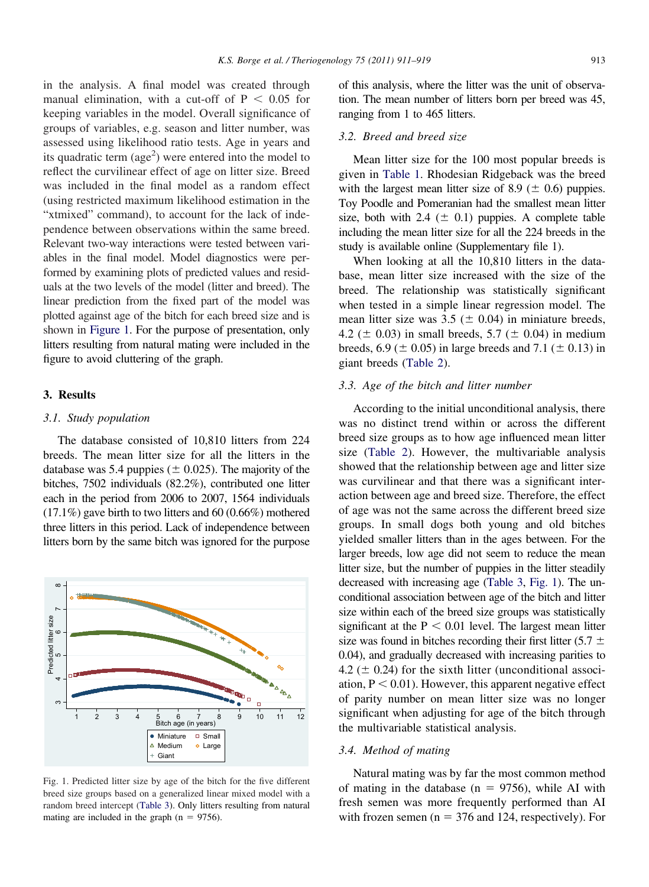in the analysis. A final model was created through manual elimination, with a cut-off of $P < 0.05$ for keeping variables in the model. Overall significance of groups of variables, e.g. season and litter number, was assessed using likelihood ratio tests. Age in years and its quadratic term ($age^2$) were entered into the model to reflect the curvilinear effect of age on litter size. Breed was included in the final model as a random effect (using restricted maximum likelihood estimation in the "xtmixed" command), to account for the lack of independence between observations within the same breed. Relevant two-way interactions were tested between variables in the final model. Model diagnostics were performed by examining plots of predicted values and residuals at the two levels of the model (litter and breed). The linear prediction from the fixed part of the model was plotted against age of the bitch for each breed size and is shown in Figure 1. For the purpose of presentation, only litters resulting from natural mating were included in the figure to avoid cluttering of the graph.

## 3. Results

### 3.1. Study population

The database consisted of 10,810 litters from 224 breeds. The mean litter size for all the litters in the database was 5.4 puppies (± 0.025). The majority of the bitches, 7502 individuals (82.2%), contributed one litter each in the period from 2006 to 2007, 1564 individuals (17.1%) gave birth to two litters and 60 (0.66%) mothered three litters in this period. Lack of independence between litters born by the same bitch was ignored for the purpose of this analysis, where the litter was the unit of observation. The mean number of litters born per breed was 45, ranging from 1 to 465 litters.

Fig. 1. Predicted litter size by age of the bitch for the five different breed size groups based on a generalized linear mixed model with a random breed intercept (Table 3). Only litters resulting from natural mating are included in the graph (n = 9756).

### 3.2. Breed and breed size

Mean litter size for the 100 most popular breeds is given in Table 1. Rhodesian Ridgeback was the breed with the largest mean litter size of 8.9 (± 0.6) puppies. Toy Poodle and Pomeranian had the smallest mean litter size, both with 2.4 (± 0.1) puppies. A complete table including the mean litter size for all the 224 breeds in the study is available online (Supplementary file 1).

When looking at all the 10,810 litters in the database, mean litter size increased with the size of the breed. The relationship was statistically significant when tested in a simple linear regression model. The mean litter size was 3.5 (± 0.04) in miniature breeds, 4.2 (± 0.03) in small breeds, 5.7 (± 0.04) in medium breeds, 6.9 (± 0.05) in large breeds and 7.1 (± 0.13) in giant breeds (Table 2).

### 3.3. Age of the bitch and litter number

According to the initial unconditional analysis, there was no distinct trend within or across the different breed size groups as to how age influenced mean litter size (Table 2). However, the multivariable analysis showed that the relationship between age and litter size was curvilinear and that there was a significant interaction between age and breed size. Therefore, the effect of age was not the same across the different breed size groups. In small dogs both young and old bitches yielded smaller litters than in the ages between. For the larger breeds, low age did not seem to reduce the mean litter size, but the number of puppies in the litter steadily decreased with increasing age (Table 3, Fig. 1). The unconditional association between age of the bitch and litter size within each of the breed size groups was statistically significant at the $P < 0.01$ level. The largest mean litter size was found in bitches recording their first litter (5.7 ± 0.04), and gradually decreased with increasing parities to 4.2 (± 0.24) for the sixth litter (unconditional association, $P < 0.01$). However, this apparent negative effect of parity number on mean litter size was no longer significant when adjusting for age of the bitch through the multivariable statistical analysis.

### 3.4. Method of mating

Natural mating was by far the most common method of mating in the database (n = 9756), while AI with fresh semen was more frequently performed than AI with frozen semen (n = 376 and 124, respectively). For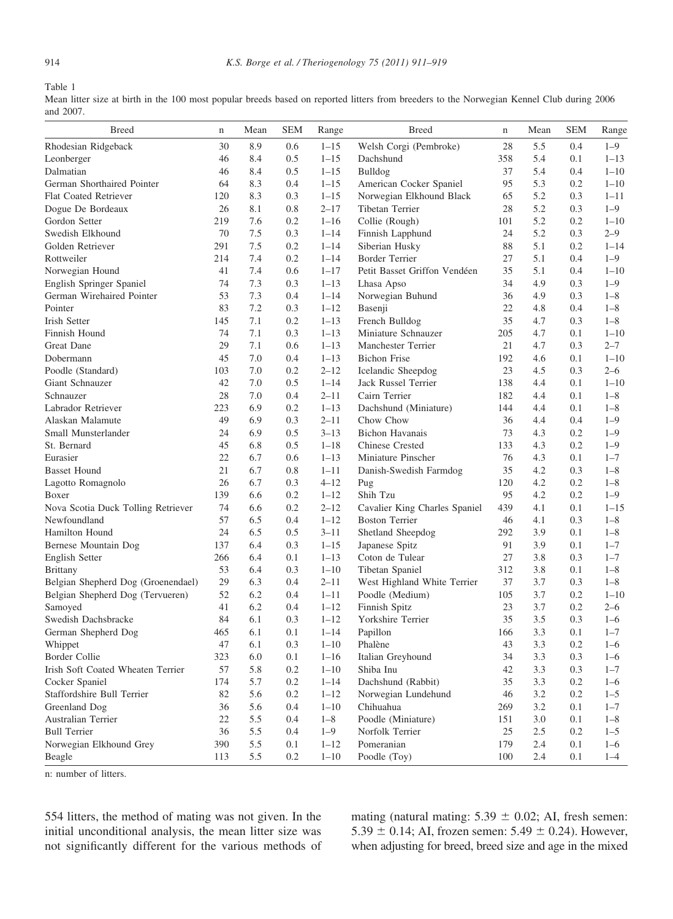Table 1

Mean litter size at birth in the 100 most popular breeds based on reported litters from breeders to the Norwegian Kennel Club during 2006 and 2007.

| Breed | n | Mean | SEM | Range | Breed | n | Mean | SEM | Range |
|---|---|---|---|---|---|---|---|---|---|
| Rhodesian Ridgeback | 30 | 8.9 | 0.6 | 1–15 | Welsh Corgi (Pembroke) | 28 | 5.5 | 0.4 | 1–9 |
| Leonberger | 46 | 8.4 | 0.5 | 1–15 | Dachshund | 358 | 5.4 | 0.1 | 1–13 |
| Dalmatian | 46 | 8.4 | 0.5 | 1–15 | Bulldog | 37 | 5.4 | 0.4 | 1–10 |
| German Shorthaired Pointer | 64 | 8.3 | 0.4 | 1–15 | American Cocker Spaniel | 95 | 5.3 | 0.2 | 1–10 |
| Flat Coated Retriever | 120 | 8.3 | 0.3 | 1–15 | Norwegian Elkhound Black | 65 | 5.2 | 0.3 | 1–11 |
| Dogue De Bordeaux | 26 | 8.1 | 0.8 | 2–17 | Tibetan Terrier | 28 | 5.2 | 0.3 | 1–9 |
| Gordon Setter | 219 | 7.6 | 0.2 | 1–16 | Collie (Rough) | 101 | 5.2 | 0.2 | 1–10 |
| Swedish Elkhound | 70 | 7.5 | 0.3 | 1–14 | Finnish Lapphund | 24 | 5.2 | 0.3 | 2–9 |
| Golden Retriever | 291 | 7.5 | 0.2 | 1–14 | Siberian Husky | 88 | 5.1 | 0.2 | 1–14 |
| Rottweiler | 214 | 7.4 | 0.2 | 1–14 | Border Terrier | 27 | 5.1 | 0.4 | 1–9 |
| Norwegian Hound | 41 | 7.4 | 0.6 | 1–17 | Petit Basset Griffon Vendéen | 35 | 5.1 | 0.4 | 1–10 |
| English Springer Spaniel | 74 | 7.3 | 0.3 | 1–13 | Lhasa Apso | 34 | 4.9 | 0.3 | 1–9 |
| German Wirehaired Pointer | 53 | 7.3 | 0.4 | 1–14 | Norwegian Buhund | 36 | 4.9 | 0.3 | 1–8 |
| Pointer | 83 | 7.2 | 0.3 | 1–12 | Basenji | 22 | 4.8 | 0.4 | 1–8 |
| Irish Setter | 145 | 7.1 | 0.2 | 1–13 | French Bulldog | 35 | 4.7 | 0.3 | 1–8 |
| Finnish Hound | 74 | 7.1 | 0.3 | 1–13 | Miniature Schnauzer | 205 | 4.7 | 0.1 | 1–10 |
| Great Dane | 29 | 7.1 | 0.6 | 1–13 | Manchester Terrier | 21 | 4.7 | 0.3 | 2–7 |
| Dobermann | 45 | 7.0 | 0.4 | 1–13 | Bichon Frise | 192 | 4.6 | 0.1 | 1–10 |
| Poodle (Standard) | 103 | 7.0 | 0.2 | 2–12 | Icelandic Sheepdog | 23 | 4.5 | 0.3 | 2–6 |
| Giant Schnauzer | 42 | 7.0 | 0.5 | 1–14 | Jack Russel Terrier | 138 | 4.4 | 0.1 | 1–10 |
| Schnauzer | 28 | 7.0 | 0.4 | 2–11 | Cairn Terrier | 182 | 4.4 | 0.1 | 1–8 |
| Labrador Retriever | 223 | 6.9 | 0.2 | 1–13 | Dachshund (Miniature) | 144 | 4.4 | 0.1 | 1–8 |
| Alaskan Malamute | 49 | 6.9 | 0.3 | 2–11 | Chow Chow | 36 | 4.4 | 0.4 | 1–9 |
| Small Munsterlander | 24 | 6.9 | 0.5 | 3–13 | Bichon Havanais | 73 | 4.3 | 0.2 | 1–9 |
| St. Bernard | 45 | 6.8 | 0.5 | 1–18 | Chinese Crested | 133 | 4.3 | 0.2 | 1–9 |
| Eurasier | 22 | 6.7 | 0.6 | 1–13 | Miniature Pinscher | 76 | 4.3 | 0.1 | 1–7 |
| Basset Hound | 21 | 6.7 | 0.8 | 1–11 | Danish-Swedish Farmdog | 35 | 4.2 | 0.3 | 1–8 |
| Lagotto Romagnolo | 26 | 6.7 | 0.3 | 4–12 | Pug | 120 | 4.2 | 0.2 | 1–8 |
| Boxer | 139 | 6.6 | 0.2 | 1–12 | Shih Tzu | 95 | 4.2 | 0.2 | 1–9 |
| Nova Scotia Duck Tolling Retriever | 74 | 6.6 | 0.2 | 2–12 | Cavalier King Charles Spaniel | 439 | 4.1 | 0.1 | 1–15 |
| Newfoundland | 57 | 6.5 | 0.4 | 1–12 | Boston Terrier | 46 | 4.1 | 0.3 | 1–8 |
| Hamilton Hound | 24 | 6.5 | 0.5 | 3–11 | Shetland Sheepdog | 292 | 3.9 | 0.1 | 1–8 |
| Bernese Mountain Dog | 137 | 6.4 | 0.3 | 1–15 | Japanese Spitz | 91 | 3.9 | 0.1 | 1–7 |
| English Setter | 266 | 6.4 | 0.1 | 1–13 | Coton de Tulear | 27 | 3.8 | 0.3 | 1–7 |
| Brittany | 53 | 6.4 | 0.3 | 1–10 | Tibetan Spaniel | 312 | 3.8 | 0.1 | 1–8 |
| Belgian Shepherd Dog (Groenendael) | 29 | 6.3 | 0.4 | 2–11 | West Highland White Terrier | 37 | 3.7 | 0.3 | 1–8 |
| Belgian Shepherd Dog (Tervueren) | 52 | 6.2 | 0.4 | 1–11 | Poodle (Medium) | 105 | 3.7 | 0.2 | 1–10 |
| Samoyed | 41 | 6.2 | 0.4 | 1–12 | Finnish Spitz | 23 | 3.7 | 0.2 | 2–6 |
| Swedish Dachsbracke | 84 | 6.1 | 0.3 | 1–12 | Yorkshire Terrier | 35 | 3.5 | 0.3 | 1–6 |
| German Shepherd Dog | 465 | 6.1 | 0.1 | 1–14 | Papillon | 166 | 3.3 | 0.1 | 1–7 |
| Whippet | 47 | 6.1 | 0.3 | 1–10 | Phalène | 43 | 3.3 | 0.2 | 1–6 |
| Border Collie | 323 | 6.0 | 0.1 | 1–16 | Italian Greyhound | 34 | 3.3 | 0.3 | 1–6 |
| Irish Soft Coated Wheaten Terrier | 57 | 5.8 | 0.2 | 1–10 | Shiba Inu | 42 | 3.3 | 0.3 | 1–7 |
| Cocker Spaniel | 174 | 5.7 | 0.2 | 1–14 | Dachshund (Rabbit) | 35 | 3.3 | 0.2 | 1–6 |
| Staffordshire Bull Terrier | 82 | 5.6 | 0.2 | 1–12 | Norwegian Lundehund | 46 | 3.2 | 0.2 | 1–5 |
| Greenland Dog | 36 | 5.6 | 0.4 | 1–10 | Chihuahua | 269 | 3.2 | 0.1 | 1–7 |
| Australian Terrier | 22 | 5.5 | 0.4 | 1–8 | Poodle (Miniature) | 151 | 3.0 | 0.1 | 1–8 |
| Bull Terrier | 36 | 5.5 | 0.4 | 1–9 | Norfolk Terrier | 25 | 2.5 | 0.2 | 1–5 |
| Norwegian Elkhound Grey | 390 | 5.5 | 0.1 | 1–12 | Pomeranian | 179 | 2.4 | 0.1 | 1–6 |
| Beagle | 113 | 5.5 | 0.2 | 1–10 | Poodle (Toy) | 100 | 2.4 | 0.1 | 1–4 |

n: number of litters.

554 litters, the method of mating was not given. In the initial unconditional analysis, the mean litter size was not significantly different for the various methods of mating (natural mating: $5.39 \pm 0.02$; AI, fresh semen: $5.39 \pm 0.14$; AI, frozen semen: $5.49 \pm 0.24$). However, when adjusting for breed, breed size and age in the mixed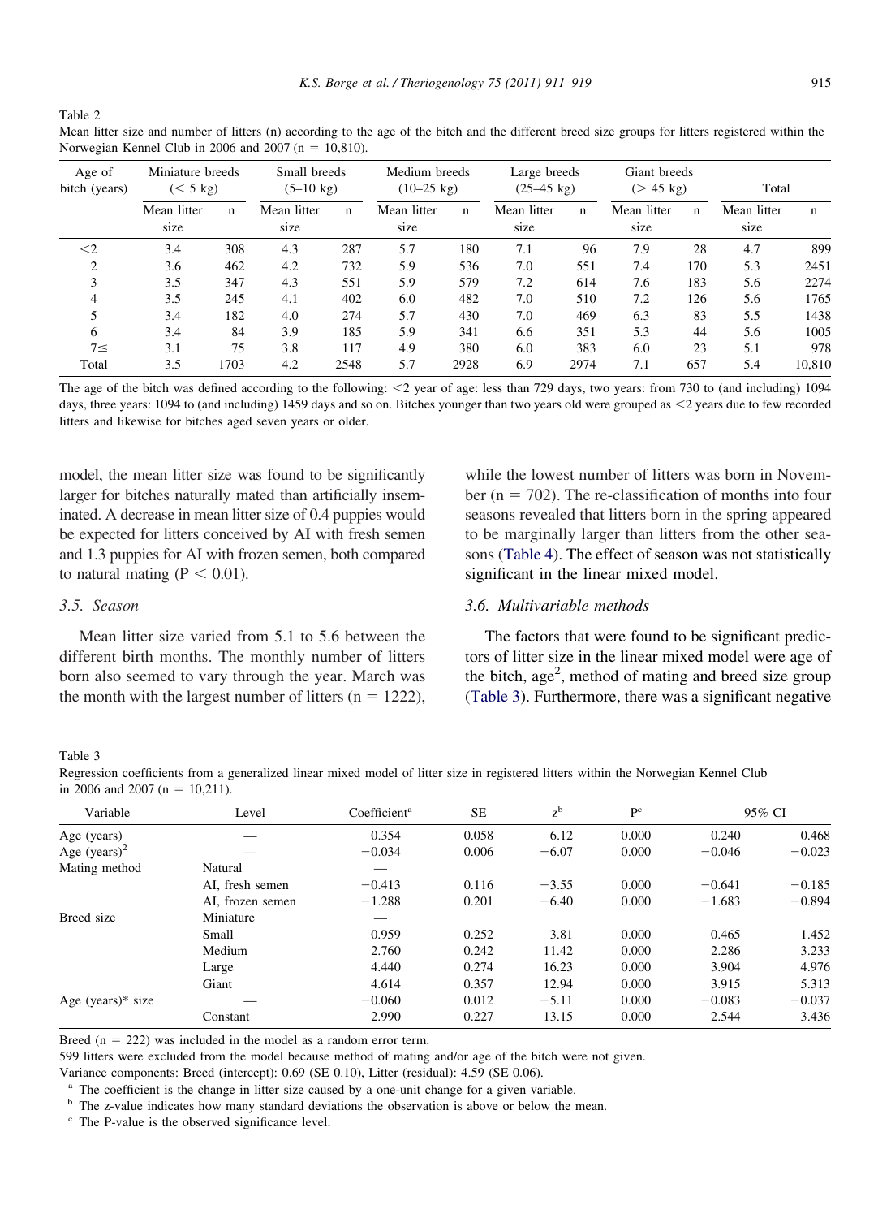Table 2
Mean litter size and number of litters (n) according to the age of the bitch and the different breed size groups for litters registered within the Norwegian Kennel Club in 2006 and 2007 (n = 10,810).

| Age of bitch (years) | Miniature breeds (< 5 kg) | | Small breeds (5–10 kg) | | Medium breeds (10–25 kg) | | Large breeds (25–45 kg) | | Giant breeds (> 45 kg) | | Total | |
|---|---|---|---|---|---|---|---|---|---|---|---|---|
| | Mean litter size | n | Mean litter size | n | Mean litter size | n | Mean litter size | n | Mean litter size | n | Mean litter size | n |
| <2 | 3.4 | 308 | 4.3 | 287 | 5.7 | 180 | 7.1 | 96 | 7.9 | 28 | 4.7 | 899 |
| 2 | 3.6 | 462 | 4.2 | 732 | 5.9 | 536 | 7.0 | 551 | 7.4 | 170 | 5.3 | 2451 |
| 3 | 3.5 | 347 | 4.3 | 551 | 5.9 | 579 | 7.2 | 614 | 7.6 | 183 | 5.6 | 2274 |
| 4 | 3.5 | 245 | 4.1 | 402 | 6.0 | 482 | 7.0 | 510 | 7.2 | 126 | 5.6 | 1765 |
| 5 | 3.4 | 182 | 4.0 | 274 | 5.7 | 430 | 7.0 | 469 | 6.3 | 83 | 5.5 | 1438 |
| 6 | 3.4 | 84 | 3.9 | 185 | 5.9 | 341 | 6.6 | 351 | 5.3 | 44 | 5.6 | 1005 |
| 7≤ | 3.1 | 75 | 3.8 | 117 | 4.9 | 380 | 6.0 | 383 | 6.0 | 23 | 5.1 | 978 |
| Total | 3.5 | 1703 | 4.2 | 2548 | 5.7 | 2928 | 6.9 | 2974 | 7.1 | 657 | 5.4 | 10,810 |

The age of the bitch was defined according to the following: <2 year of age: less than 729 days, two years: from 730 to (and including) 1094 days, three years: 1094 to (and including) 1459 days and so on. Bitches younger than two years old were grouped as <2 years due to few recorded litters and likewise for bitches aged seven years or older.

model, the mean litter size was found to be significantly larger for bitches naturally mated than artificially inseminated. A decrease in mean litter size of 0.4 puppies would be expected for litters conceived by AI with fresh semen and 1.3 puppies for AI with frozen semen, both compared to natural mating ($P < 0.01$).

### 3.5. Season

Mean litter size varied from 5.1 to 5.6 between the different birth months. The monthly number of litters born also seemed to vary through the year. March was the month with the largest number of litters (n = 1222), while the lowest number of litters was born in November (n = 702). The re-classification of months into four seasons revealed that litters born in the spring appeared to be marginally larger than litters from the other seasons (Table 4). The effect of season was not statistically significant in the linear mixed model.

### 3.6. Multivariable methods

The factors that were found to be significant predictors of litter size in the linear mixed model were age of the bitch, age$^2$, method of mating and breed size group (Table 3). Furthermore, there was a significant negative

Table 3
Regression coefficients from a generalized linear mixed model of litter size in registered litters within the Norwegian Kennel Club in 2006 and 2007 (n = 10,211).

| Variable | Level | Coefficient[a] | SE | z[b] | P[c] | 95% CI | |
|---|---|---|---|---|---|---|---|
| Age (years) | — | 0.354 | 0.058 | 6.12 | 0.000 | 0.240 | 0.468 |
| Age (years)$^2$ | — | −0.034 | 0.006 | −6.07 | 0.000 | −0.046 | −0.023 |
| Mating method | Natural | — | | | | | |
| | AI, fresh semen | −0.413 | 0.116 | −3.55 | 0.000 | −0.641 | −0.185 |
| | AI, frozen semen | −1.288 | 0.201 | −6.40 | 0.000 | −1.683 | −0.894 |
| Breed size | Miniature | — | | | | | |
| | Small | 0.959 | 0.252 | 3.81 | 0.000 | 0.465 | 1.452 |
| | Medium | 2.760 | 0.242 | 11.42 | 0.000 | 2.286 | 3.233 |
| | Large | 4.440 | 0.274 | 16.23 | 0.000 | 3.904 | 4.976 |
| | Giant | 4.614 | 0.357 | 12.94 | 0.000 | 3.915 | 5.313 |
| Age (years)* size | — | −0.060 | 0.012 | −5.11 | 0.000 | −0.083 | −0.037 |
| | Constant | 2.990 | 0.227 | 13.15 | 0.000 | 2.544 | 3.436 |

Breed (n = 222) was included in the model as a random error term.
599 litters were excluded from the model because method of mating and/or age of the bitch were not given.
Variance components: Breed (intercept): 0.69 (SE 0.10), Litter (residual): 4.59 (SE 0.06).
[a] The coefficient is the change in litter size caused by a one-unit change for a given variable.
[b] The z-value indicates how many standard deviations the observation is above or below the mean.
[c] The P-value is the observed significance level.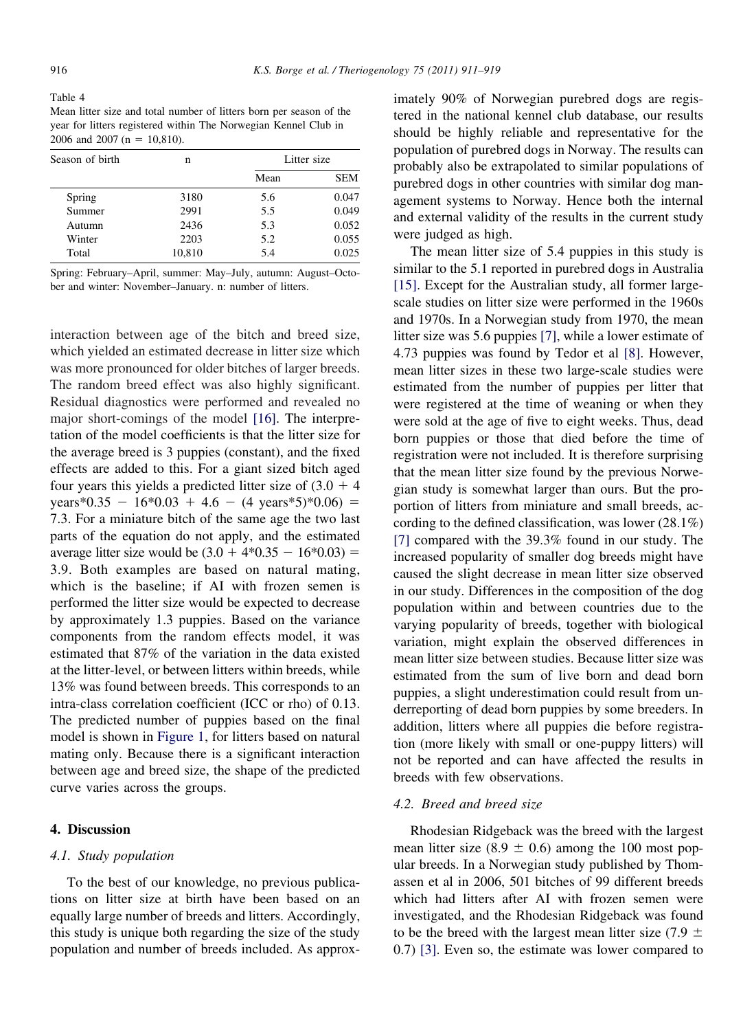Table 4
Mean litter size and total number of litters born per season of the year for litters registered within The Norwegian Kennel Club in 2006 and 2007 (n = 10,810).

| Season of birth | n | Litter size | |
|---|---|---|---|
| | | Mean | SEM |
| Spring | 3180 | 5.6 | 0.047 |
| Summer | 2991 | 5.5 | 0.049 |
| Autumn | 2436 | 5.3 | 0.052 |
| Winter | 2203 | 5.2 | 0.055 |
| Total | 10,810 | 5.4 | 0.025 |

Spring: February–April, summer: May–July, autumn: August–October and winter: November–January. n: number of litters.

interaction between age of the bitch and breed size, which yielded an estimated decrease in litter size which was more pronounced for older bitches of larger breeds. The random breed effect was also highly significant. Residual diagnostics were performed and revealed no major short-comings of the model [16]. The interpretation of the model coefficients is that the litter size for the average breed is 3 puppies (constant), and the fixed effects are added to this. For a giant sized bitch aged four years this yields a predicted litter size of $(3.0 + 4 \text{ years}*0.35 - 16*0.03 + 4.6 - (4 \text{ years}*5)*0.06) = 7.3$. For a miniature bitch of the same age the two last parts of the equation do not apply, and the estimated average litter size would be $(3.0 + 4*0.35 - 16*0.03) = 3.9$. Both examples are based on natural mating, which is the baseline; if AI with frozen semen is performed the litter size would be expected to decrease by approximately 1.3 puppies. Based on the variance components from the random effects model, it was estimated that 87% of the variation in the data existed at the litter-level, or between litters within breeds, while 13% was found between breeds. This corresponds to an intra-class correlation coefficient (ICC or rho) of 0.13. The predicted number of puppies based on the final model is shown in Figure 1, for litters based on natural mating only. Because there is a significant interaction between age and breed size, the shape of the predicted curve varies across the groups.

## 4. Discussion

### 4.1. Study population

To the best of our knowledge, no previous publications on litter size at birth have been based on an equally large number of breeds and litters. Accordingly, this study is unique both regarding the size of the study population and number of breeds included. As approximately 90% of Norwegian purebred dogs are registered in the national kennel club database, our results should be highly reliable and representative for the population of purebred dogs in Norway. The results can probably also be extrapolated to similar populations of purebred dogs in other countries with similar dog management systems to Norway. Hence both the internal and external validity of the results in the current study were judged as high.

The mean litter size of 5.4 puppies in this study is similar to the 5.1 reported in purebred dogs in Australia [15]. Except for the Australian study, all former large-scale studies on litter size were performed in the 1960s and 1970s. In a Norwegian study from 1970, the mean litter size was 5.6 puppies [7], while a lower estimate of 4.73 puppies was found by Tedor et al [8]. However, mean litter sizes in these two large-scale studies were estimated from the number of puppies per litter that were registered at the time of weaning or when they were sold at the age of five to eight weeks. Thus, dead born puppies or those that died before the time of registration were not included. It is therefore surprising that the mean litter size found by the previous Norwegian study is somewhat larger than ours. But the proportion of litters from miniature and small breeds, according to the defined classification, was lower (28.1%) [7] compared with the 39.3% found in our study. The increased popularity of smaller dog breeds might have caused the slight decrease in mean litter size observed in our study. Differences in the composition of the dog population within and between countries due to the varying popularity of breeds, together with biological variation, might explain the observed differences in mean litter size between studies. Because litter size was estimated from the sum of live born and dead born puppies, a slight underestimation could result from underreporting of dead born puppies by some breeders. In addition, litters where all puppies die before registration (more likely with small or one-puppy litters) will not be reported and can have affected the results in breeds with few observations.

### 4.2. Breed and breed size

Rhodesian Ridgeback was the breed with the largest mean litter size (8.9 ± 0.6) among the 100 most popular breeds. In a Norwegian study published by Thomassen et al in 2006, 501 bitches of 99 different breeds which had litters after AI with frozen semen were investigated, and the Rhodesian Ridgeback was found to be the breed with the largest mean litter size (7.9 ± 0.7) [3]. Even so, the estimate was lower compared to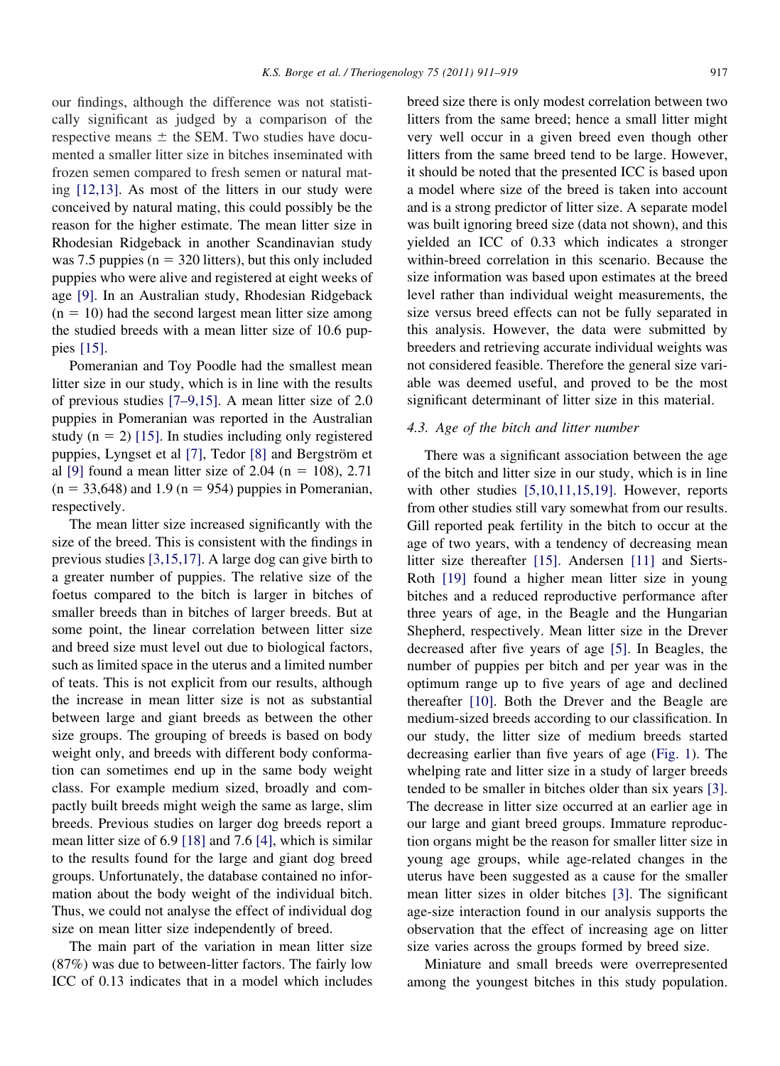our findings, although the difference was not statistically significant as judged by a comparison of the respective means ± the SEM. Two studies have documented a smaller litter size in bitches inseminated with frozen semen compared to fresh semen or natural mating [12,13]. As most of the litters in our study were conceived by natural mating, this could possibly be the reason for the higher estimate. The mean litter size in Rhodesian Ridgeback in another Scandinavian study was 7.5 puppies (n = 320 litters), but this only included puppies who were alive and registered at eight weeks of age [9]. In an Australian study, Rhodesian Ridgeback (n = 10) had the second largest mean litter size among the studied breeds with a mean litter size of 10.6 puppies [15].

Pomeranian and Toy Poodle had the smallest mean litter size in our study, which is in line with the results of previous studies [7–9,15]. A mean litter size of 2.0 puppies in Pomeranian was reported in the Australian study (n = 2) [15]. In studies including only registered puppies, Lyngset et al [7], Tedor [8] and Bergström et al [9] found a mean litter size of 2.04 (n = 108), 2.71 (n = 33,648) and 1.9 (n = 954) puppies in Pomeranian, respectively.

The mean litter size increased significantly with the size of the breed. This is consistent with the findings in previous studies [3,15,17]. A large dog can give birth to a greater number of puppies. The relative size of the foetus compared to the bitch is larger in bitches of smaller breeds than in bitches of larger breeds. But at some point, the linear correlation between litter size and breed size must level out due to biological factors, such as limited space in the uterus and a limited number of teats. This is not explicit from our results, although the increase in mean litter size is not as substantial between large and giant breeds as between the other size groups. The grouping of breeds is based on body weight only, and breeds with different body conformation can sometimes end up in the same body weight class. For example medium sized, broadly and compactly built breeds might weigh the same as large, slim breeds. Previous studies on larger dog breeds report a mean litter size of 6.9 [18] and 7.6 [4], which is similar to the results found for the large and giant dog breed groups. Unfortunately, the database contained no information about the body weight of the individual bitch. Thus, we could not analyse the effect of individual dog size on mean litter size independently of breed.

The main part of the variation in mean litter size (87%) was due to between-litter factors. The fairly low ICC of 0.13 indicates that in a model which includes breed size there is only modest correlation between two litters from the same breed; hence a small litter might very well occur in a given breed even though other litters from the same breed tend to be large. However, it should be noted that the presented ICC is based upon a model where size of the breed is taken into account and is a strong predictor of litter size. A separate model was built ignoring breed size (data not shown), and this yielded an ICC of 0.33 which indicates a stronger within-breed correlation in this scenario. Because the size information was based upon estimates at the breed level rather than individual weight measurements, the size versus breed effects can not be fully separated in this analysis. However, the data were submitted by breeders and retrieving accurate individual weights was not considered feasible. Therefore the general size variable was deemed useful, and proved to be the most significant determinant of litter size in this material.

### 4.3. Age of the bitch and litter number

There was a significant association between the age of the bitch and litter size in our study, which is in line with other studies [5,10,11,15,19]. However, reports from other studies still vary somewhat from our results. Gill reported peak fertility in the bitch to occur at the age of two years, with a tendency of decreasing mean litter size thereafter [15]. Andersen [11] and Sierts-Roth [19] found a higher mean litter size in young bitches and a reduced reproductive performance after three years of age, in the Beagle and the Hungarian Shepherd, respectively. Mean litter size in the Drever decreased after five years of age [5]. In Beagles, the number of puppies per bitch and per year was in the optimum range up to five years of age and declined thereafter [10]. Both the Drever and the Beagle are medium-sized breeds according to our classification. In our study, the litter size of medium breeds started decreasing earlier than five years of age (Fig. 1). The whelping rate and litter size in a study of larger breeds tended to be smaller in bitches older than six years [3]. The decrease in litter size occurred at an earlier age in our large and giant breed groups. Immature reproduction organs might be the reason for smaller litter size in young age groups, while age-related changes in the uterus have been suggested as a cause for the smaller mean litter sizes in older bitches [3]. The significant age-size interaction found in our analysis supports the observation that the effect of increasing age on litter size varies across the groups formed by breed size.

Miniature and small breeds were overrepresented among the youngest bitches in this study population.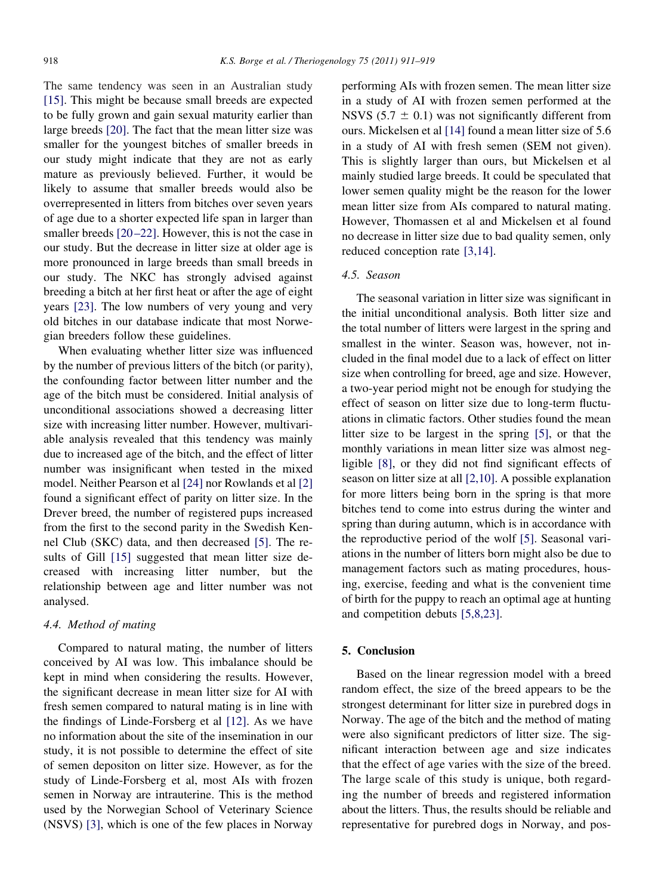The same tendency was seen in an Australian study [15]. This might be because small breeds are expected to be fully grown and gain sexual maturity earlier than large breeds [20]. The fact that the mean litter size was smaller for the youngest bitches of smaller breeds in our study might indicate that they are not as early mature as previously believed. Further, it would be likely to assume that smaller breeds would also be overrepresented in litters from bitches over seven years of age due to a shorter expected life span in larger than smaller breeds [20–22]. However, this is not the case in our study. But the decrease in litter size at older age is more pronounced in large breeds than small breeds in our study. The NKC has strongly advised against breeding a bitch at her first heat or after the age of eight years [23]. The low numbers of very young and very old bitches in our database indicate that most Norwegian breeders follow these guidelines.

When evaluating whether litter size was influenced by the number of previous litters of the bitch (or parity), the confounding factor between litter number and the age of the bitch must be considered. Initial analysis of unconditional associations showed a decreasing litter size with increasing litter number. However, multivariable analysis revealed that this tendency was mainly due to increased age of the bitch, and the effect of litter number was insignificant when tested in the mixed model. Neither Pearson et al [24] nor Rowlands et al [2] found a significant effect of parity on litter size. In the Drever breed, the number of registered pups increased from the first to the second parity in the Swedish Kennel Club (SKC) data, and then decreased [5]. The results of Gill [15] suggested that mean litter size decreased with increasing litter number, but the relationship between age and litter number was not analysed.

### 4.4. Method of mating

Compared to natural mating, the number of litters conceived by AI was low. This imbalance should be kept in mind when considering the results. However, the significant decrease in mean litter size for AI with fresh semen compared to natural mating is in line with the findings of Linde-Forsberg et al [12]. As we have no information about the site of the insemination in our study, it is not possible to determine the effect of site of semen depositon on litter size. However, as for the study of Linde-Forsberg et al, most AIs with frozen semen in Norway are intrauterine. This is the method used by the Norwegian School of Veterinary Science (NSVS) [3], which is one of the few places in Norway performing AIs with frozen semen. The mean litter size in a study of AI with frozen semen performed at the NSVS ($5.7 \pm 0.1$) was not significantly different from ours. Mickelsen et al [14] found a mean litter size of 5.6 in a study of AI with fresh semen (SEM not given). This is slightly larger than ours, but Mickelsen et al mainly studied large breeds. It could be speculated that lower semen quality might be the reason for the lower mean litter size from AIs compared to natural mating. However, Thomassen et al and Mickelsen et al found no decrease in litter size due to bad quality semen, only reduced conception rate [3,14].

### 4.5. Season

The seasonal variation in litter size was significant in the initial unconditional analysis. Both litter size and the total number of litters were largest in the spring and smallest in the winter. Season was, however, not included in the final model due to a lack of effect on litter size when controlling for breed, age and size. However, a two-year period might not be enough for studying the effect of season on litter size due to long-term fluctuations in climatic factors. Other studies found the mean litter size to be largest in the spring [5], or that the monthly variations in mean litter size was almost negligible [8], or they did not find significant effects of season on litter size at all [2,10]. A possible explanation for more litters being born in the spring is that more bitches tend to come into estrus during the winter and spring than during autumn, which is in accordance with the reproductive period of the wolf [5]. Seasonal variations in the number of litters born might also be due to management factors such as mating procedures, housing, exercise, feeding and what is the convenient time of birth for the puppy to reach an optimal age at hunting and competition debuts [5,8,23].

## 5. Conclusion

Based on the linear regression model with a breed random effect, the size of the breed appears to be the strongest determinant for litter size in purebred dogs in Norway. The age of the bitch and the method of mating were also significant predictors of litter size. The significant interaction between age and size indicates that the effect of age varies with the size of the breed. The large scale of this study is unique, both regarding the number of breeds and registered information about the litters. Thus, the results should be reliable and representative for purebred dogs in Norway, and pos-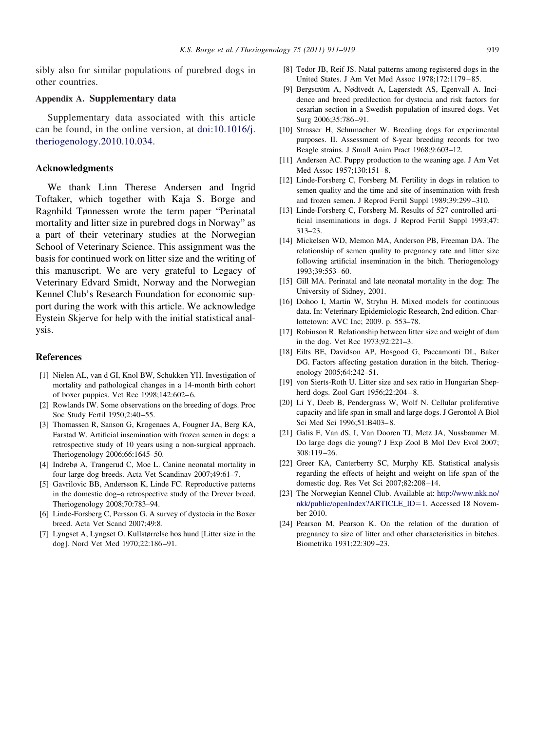sibly also for similar populations of purebred dogs in other countries.

## Appendix A. Supplementary data

Supplementary data associated with this article can be found, in the online version, at doi:10.1016/j.theriogenology.2010.10.034.

## Acknowledgments

We thank Linn Therese Andersen and Ingrid Toftaker, which together with Kaja S. Borge and Ragnhild Tønnessen wrote the term paper "Perinatal mortality and litter size in purebred dogs in Norway" as a part of their veterinary studies at the Norwegian School of Veterinary Science. This assignment was the basis for continued work on litter size and the writing of this manuscript. We are very grateful to Legacy of Veterinary Edvard Smidt, Norway and the Norwegian Kennel Club's Research Foundation for economic support during the work with this article. We acknowledge Eystein Skjerve for help with the initial statistical analysis.

## References

[1] Nielen AL, van d GI, Knol BW, Schukken YH. Investigation of mortality and pathological changes in a 14-month birth cohort of boxer puppies. Vet Rec 1998;142:602–6.

[2] Rowlands IW. Some observations on the breeding of dogs. Proc Soc Study Fertil 1950;2:40–55.

[3] Thomassen R, Sanson G, Krogenaes A, Fougner JA, Berg KA, Farstad W. Artificial insemination with frozen semen in dogs: a retrospective study of 10 years using a non-surgical approach. Theriogenology 2006;66:1645–50.

[4] Indrebø A, Trangerud C, Moe L. Canine neonatal mortality in four large dog breeds. Acta Vet Scandinav 2007;49:61–7.

[5] Gavrilovic BB, Andersson K, Linde FC. Reproductive patterns in the domestic dog–a retrospective study of the Drever breed. Theriogenology 2008;70:783–94.

[6] Linde-Forsberg C, Persson G. A survey of dystocia in the Boxer breed. Acta Vet Scand 2007;49:8.

[7] Lyngset A, Lyngset O. Kullstørrelse hos hund [Litter size in the dog]. Nord Vet Med 1970;22:186–91.

[8] Tedor JB, Reif JS. Natal patterns among registered dogs in the United States. J Am Vet Med Assoc 1978;172:1179–85.

[9] Bergström A, Nødtvedt A, Lagerstedt AS, Egenvall A. Incidence and breed predilection for dystocia and risk factors for cesarian section in a Swedish population of insured dogs. Vet Surg 2006;35:786–91.

[10] Strasser H, Schumacher W. Breeding dogs for experimental purposes. II. Assessment of 8-year breeding records for two Beagle strains. J Small Anim Pract 1968;9:603–12.

[11] Andersen AC. Puppy production to the weaning age. J Am Vet Med Assoc 1957;130:151–8.

[12] Linde-Forsberg C, Forsberg M. Fertility in dogs in relation to semen quality and the time and site of insemination with fresh and frozen semen. J Reprod Fertil Suppl 1989;39:299–310.

[13] Linde-Forsberg C, Forsberg M. Results of 527 controlled artificial inseminations in dogs. J Reprod Fertil Suppl 1993;47:313–23.

[14] Mickelsen WD, Memon MA, Anderson PB, Freeman DA. The relationship of semen quality to pregnancy rate and litter size following artificial insemination in the bitch. Theriogenology 1993;39:553–60.

[15] Gill MA. Perinatal and late neonatal mortality in the dog: The University of Sidney, 2001.

[16] Dohoo I, Martin W, Stryhn H. Mixed models for continuous data. In: Veterinary Epidemiologic Research, 2nd edition. Charlottetown: AVC Inc; 2009. p. 553–78.

[17] Robinson R. Relationship between litter size and weight of dam in the dog. Vet Rec 1973;92:221–3.

[18] Eilts BE, Davidson AP, Hosgood G, Paccamonti DL, Baker DG. Factors affecting gestation duration in the bitch. Theriogenology 2005;64:242–51.

[19] von Sierts-Roth U. Litter size and sex ratio in Hungarian Shepherd dogs. Zool Gart 1956;22:204–8.

[20] Li Y, Deeb B, Pendergrass W, Wolf N. Cellular proliferative capacity and life span in small and large dogs. J Gerontol A Biol Sci Med Sci 1996;51:B403–8.

[21] Galis F, Van dS, I, Van Dooren TJ, Metz JA, Nussbaumer M. Do large dogs die young? J Exp Zool B Mol Dev Evol 2007;308:119–26.

[22] Greer KA, Canterberry SC, Murphy KE. Statistical analysis regarding the effects of height and weight on life span of the domestic dog. Res Vet Sci 2007;82:208–14.

[23] The Norwegian Kennel Club. Available at: http://www.nkk.no/nkk/public/openIndex?ARTICLE_ID=1. Accessed 18 November 2010.

[24] Pearson M, Pearson K. On the relation of the duration of pregnancy to size of litter and other characterisitics in bitches. Biometrika 1931;22:309–23.